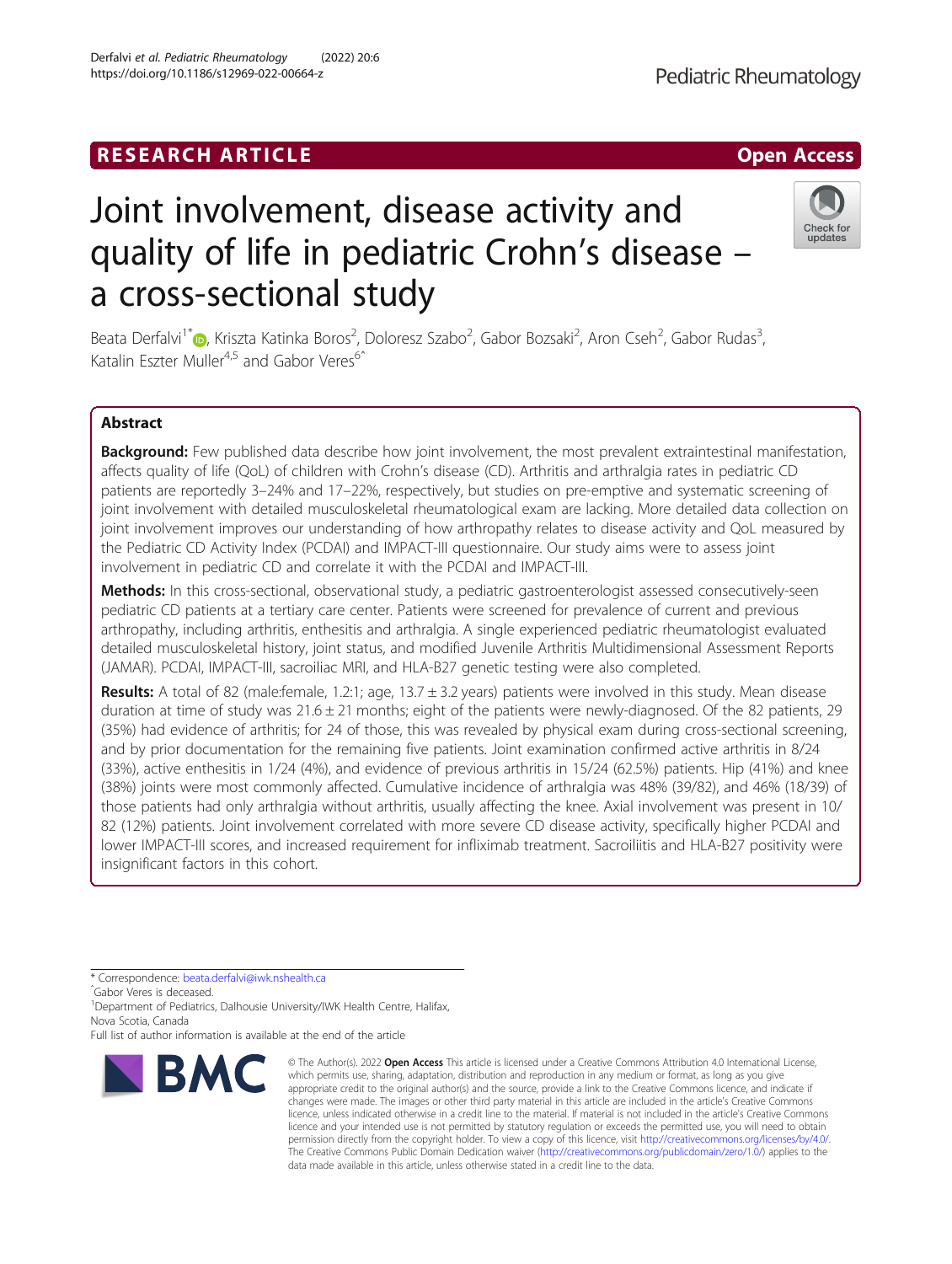RESEARCH ARTICLE

Open Access

# Joint involvement, disease activity and quality of life in pediatric Crohn's disease – a cross-sectional study

Beata Derfalvi[1*], Kriszta Katinka Boros[2], Doloresz Szabo[2], Gabor Bozsaki[2], Aron Cseh[2], Gabor Rudas[3], Katalin Eszter Muller[4,5] and Gabor Veres[6^]

## Abstract

**Background:** Few published data describe how joint involvement, the most prevalent extraintestinal manifestation, affects quality of life (QoL) of children with Crohn's disease (CD). Arthritis and arthralgia rates in pediatric CD patients are reportedly 3–24% and 17–22%, respectively, but studies on pre-emptive and systematic screening of joint involvement with detailed musculoskeletal rheumatological exam are lacking. More detailed data collection on joint involvement improves our understanding of how arthropathy relates to disease activity and QoL measured by the Pediatric CD Activity Index (PCDAI) and IMPACT-III questionnaire. Our study aims were to assess joint involvement in pediatric CD and correlate it with the PCDAI and IMPACT-III.

**Methods:** In this cross-sectional, observational study, a pediatric gastroenterologist assessed consecutively-seen pediatric CD patients at a tertiary care center. Patients were screened for prevalence of current and previous arthropathy, including arthritis, enthesitis and arthralgia. A single experienced pediatric rheumatologist evaluated detailed musculoskeletal history, joint status, and modified Juvenile Arthritis Multidimensional Assessment Reports (JAMAR). PCDAI, IMPACT-III, sacroiliac MRI, and HLA-B27 genetic testing were also completed.

**Results:** A total of 82 (male:female, 1.2:1; age, 13.7 ± 3.2 years) patients were involved in this study. Mean disease duration at time of study was 21.6 ± 21 months; eight of the patients were newly-diagnosed. Of the 82 patients, 29 (35%) had evidence of arthritis; for 24 of those, this was revealed by physical exam during cross-sectional screening, and by prior documentation for the remaining five patients. Joint examination confirmed active arthritis in 8/24 (33%), active enthesitis in 1/24 (4%), and evidence of previous arthritis in 15/24 (62.5%) patients. Hip (41%) and knee (38%) joints were most commonly affected. Cumulative incidence of arthralgia was 48% (39/82), and 46% (18/39) of those patients had only arthralgia without arthritis, usually affecting the knee. Axial involvement was present in 10/82 (12%) patients. Joint involvement correlated with more severe CD disease activity, specifically higher PCDAI and lower IMPACT-III scores, and increased requirement for infliximab treatment. Sacroiliitis and HLA-B27 positivity were insignificant factors in this cohort.

\* Correspondence: beata.derfalvi@iwk.nshealth.ca

^Gabor Veres is deceased.

[1]Department of Pediatrics, Dalhousie University/IWK Health Centre, Halifax, Nova Scotia, Canada

Full list of author information is available at the end of the article

© The Author(s). 2022 **Open Access** This article is licensed under a Creative Commons Attribution 4.0 International License, which permits use, sharing, adaptation, distribution and reproduction in any medium or format, as long as you give appropriate credit to the original author(s) and the source, provide a link to the Creative Commons licence, and indicate if changes were made. The images or other third party material in this article are included in the article's Creative Commons licence, unless indicated otherwise in a credit line to the material. If material is not included in the article's Creative Commons licence and your intended use is not permitted by statutory regulation or exceeds the permitted use, you will need to obtain permission directly from the copyright holder. To view a copy of this licence, visit http://creativecommons.org/licenses/by/4.0/. The Creative Commons Public Domain Dedication waiver (http://creativecommons.org/publicdomain/zero/1.0/) applies to the data made available in this article, unless otherwise stated in a credit line to the data.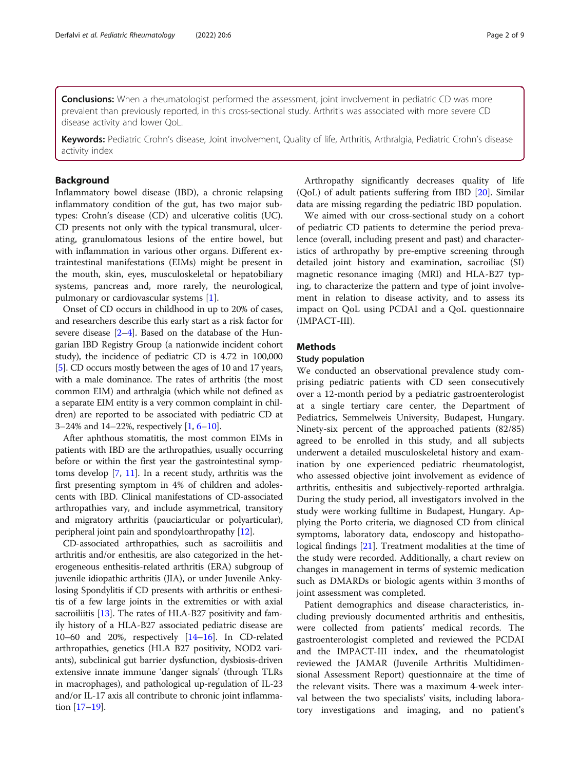**Conclusions:** When a rheumatologist performed the assessment, joint involvement in pediatric CD was more prevalent than previously reported, in this cross-sectional study. Arthritis was associated with more severe CD disease activity and lower QoL.

**Keywords:** Pediatric Crohn's disease, Joint involvement, Quality of life, Arthritis, Arthralgia, Pediatric Crohn's disease activity index

## Background

Inflammatory bowel disease (IBD), a chronic relapsing inflammatory condition of the gut, has two major subtypes: Crohn's disease (CD) and ulcerative colitis (UC). CD presents not only with the typical transmural, ulcerating, granulomatous lesions of the entire bowel, but with inflammation in various other organs. Different extraintestinal manifestations (EIMs) might be present in the mouth, skin, eyes, musculoskeletal or hepatobiliary systems, pancreas and, more rarely, the neurological, pulmonary or cardiovascular systems [1].

Onset of CD occurs in childhood in up to 20% of cases, and researchers describe this early start as a risk factor for severe disease [2–4]. Based on the database of the Hungarian IBD Registry Group (a nationwide incident cohort study), the incidence of pediatric CD is 4.72 in 100,000 [5]. CD occurs mostly between the ages of 10 and 17 years, with a male dominance. The rates of arthritis (the most common EIM) and arthralgia (which while not defined as a separate EIM entity is a very common complaint in children) are reported to be associated with pediatric CD at 3–24% and 14–22%, respectively [1, 6–10].

After aphthous stomatitis, the most common EIMs in patients with IBD are the arthropathies, usually occurring before or within the first year the gastrointestinal symptoms develop [7, 11]. In a recent study, arthritis was the first presenting symptom in 4% of children and adolescents with IBD. Clinical manifestations of CD-associated arthropathies vary, and include asymmetrical, transitory and migratory arthritis (pauciarticular or polyarticular), peripheral joint pain and spondyloarthropathy [12].

CD-associated arthropathies, such as sacroiliitis and arthritis and/or enthesitis, are also categorized in the heterogeneous enthesitis-related arthritis (ERA) subgroup of juvenile idiopathic arthritis (JIA), or under Juvenile Ankylosing Spondylitis if CD presents with arthritis or enthesitis of a few large joints in the extremities or with axial sacroiliitis [13]. The rates of HLA-B27 positivity and family history of a HLA-B27 associated pediatric disease are 10–60 and 20%, respectively [14–16]. In CD-related arthropathies, genetics (HLA B27 positivity, NOD2 variants), subclinical gut barrier dysfunction, dysbiosis-driven extensive innate immune 'danger signals' (through TLRs in macrophages), and pathological up-regulation of IL-23 and/or IL-17 axis all contribute to chronic joint inflammation [17–19].

Arthropathy significantly decreases quality of life (QoL) of adult patients suffering from IBD [20]. Similar data are missing regarding the pediatric IBD population.

We aimed with our cross-sectional study on a cohort of pediatric CD patients to determine the period prevalence (overall, including present and past) and characteristics of arthropathy by pre-emptive screening through detailed joint history and examination, sacroiliac (SI) magnetic resonance imaging (MRI) and HLA-B27 typing, to characterize the pattern and type of joint involvement in relation to disease activity, and to assess its impact on QoL using PCDAI and a QoL questionnaire (IMPACT-III).

## Methods

### Study population

We conducted an observational prevalence study comprising pediatric patients with CD seen consecutively over a 12-month period by a pediatric gastroenterologist at a single tertiary care center, the Department of Pediatrics, Semmelweis University, Budapest, Hungary. Ninety-six percent of the approached patients (82/85) agreed to be enrolled in this study, and all subjects underwent a detailed musculoskeletal history and examination by one experienced pediatric rheumatologist, who assessed objective joint involvement as evidence of arthritis, enthesitis and subjectively-reported arthralgia. During the study period, all investigators involved in the study were working fulltime in Budapest, Hungary. Applying the Porto criteria, we diagnosed CD from clinical symptoms, laboratory data, endoscopy and histopathological findings [21]. Treatment modalities at the time of the study were recorded. Additionally, a chart review on changes in management in terms of systemic medication such as DMARDs or biologic agents within 3 months of joint assessment was completed.

Patient demographics and disease characteristics, including previously documented arthritis and enthesitis, were collected from patients' medical records. The gastroenterologist completed and reviewed the PCDAI and the IMPACT-III index, and the rheumatologist reviewed the JAMAR (Juvenile Arthritis Multidimensional Assessment Report) questionnaire at the time of the relevant visits. There was a maximum 4-week interval between the two specialists' visits, including laboratory investigations and imaging, and no patient's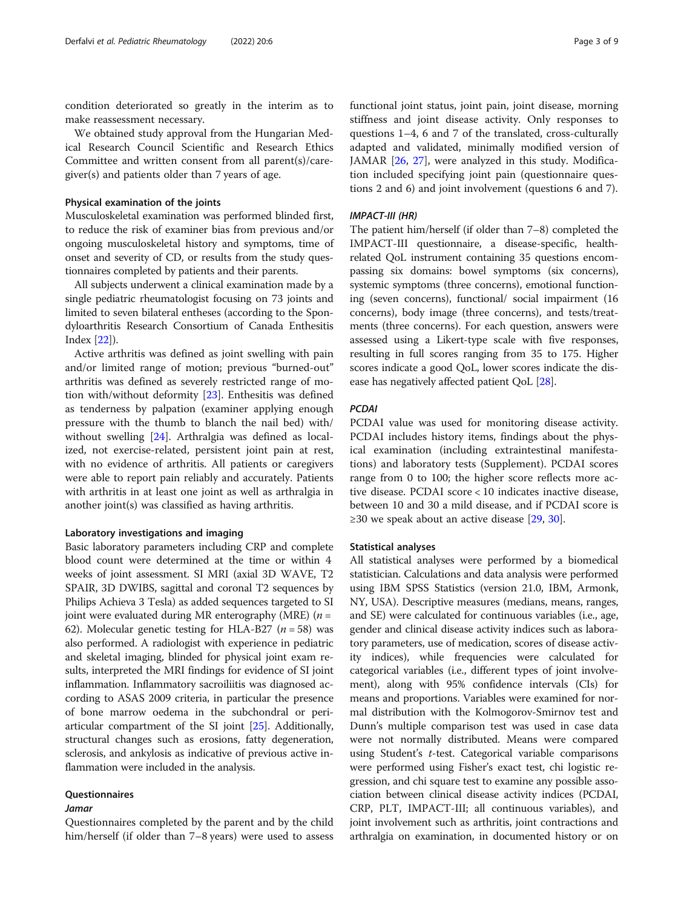condition deteriorated so greatly in the interim as to make reassessment necessary.

We obtained study approval from the Hungarian Medical Research Council Scientific and Research Ethics Committee and written consent from all parent(s)/caregiver(s) and patients older than 7 years of age.

### Physical examination of the joints

Musculoskeletal examination was performed blinded first, to reduce the risk of examiner bias from previous and/or ongoing musculoskeletal history and symptoms, time of onset and severity of CD, or results from the study questionnaires completed by patients and their parents.

All subjects underwent a clinical examination made by a single pediatric rheumatologist focusing on 73 joints and limited to seven bilateral entheses (according to the Spondyloarthritis Research Consortium of Canada Enthesitis Index [22]).

Active arthritis was defined as joint swelling with pain and/or limited range of motion; previous "burned-out" arthritis was defined as severely restricted range of motion with/without deformity [23]. Enthesitis was defined as tenderness by palpation (examiner applying enough pressure with the thumb to blanch the nail bed) with/without swelling [24]. Arthralgia was defined as localized, not exercise-related, persistent joint pain at rest, with no evidence of arthritis. All patients or caregivers were able to report pain reliably and accurately. Patients with arthritis in at least one joint as well as arthralgia in another joint(s) was classified as having arthritis.

### Laboratory investigations and imaging

Basic laboratory parameters including CRP and complete blood count were determined at the time or within 4 weeks of joint assessment. SI MRI (axial 3D WAVE, T2 SPAIR, 3D DWIBS, sagittal and coronal T2 sequences by Philips Achieva 3 Tesla) as added sequences targeted to SI joint were evaluated during MR enterography (MRE) ($n = 62$). Molecular genetic testing for HLA-B27 ($n = 58$) was also performed. A radiologist with experience in pediatric and skeletal imaging, blinded for physical joint exam results, interpreted the MRI findings for evidence of SI joint inflammation. Inflammatory sacroiliitis was diagnosed according to ASAS 2009 criteria, in particular the presence of bone marrow oedema in the subchondral or periarticular compartment of the SI joint [25]. Additionally, structural changes such as erosions, fatty degeneration, sclerosis, and ankylosis as indicative of previous active inflammation were included in the analysis.

### Questionnaires

#### *Jamar*

Questionnaires completed by the parent and by the child him/herself (if older than 7–8 years) were used to assess functional joint status, joint pain, joint disease, morning stiffness and joint disease activity. Only responses to questions 1–4, 6 and 7 of the translated, cross-culturally adapted and validated, minimally modified version of JAMAR [26, 27], were analyzed in this study. Modification included specifying joint pain (questionnaire questions 2 and 6) and joint involvement (questions 6 and 7).

#### *IMPACT-III (HR)*

The patient him/herself (if older than 7–8) completed the IMPACT-III questionnaire, a disease-specific, health-related QoL instrument containing 35 questions encompassing six domains: bowel symptoms (six concerns), systemic symptoms (three concerns), emotional functioning (seven concerns), functional/ social impairment (16 concerns), body image (three concerns), and tests/treatments (three concerns). For each question, answers were assessed using a Likert-type scale with five responses, resulting in full scores ranging from 35 to 175. Higher scores indicate a good QoL, lower scores indicate the disease has negatively affected patient QoL [28].

#### *PCDAI*

PCDAI value was used for monitoring disease activity. PCDAI includes history items, findings about the physical examination (including extraintestinal manifestations) and laboratory tests (Supplement). PCDAI scores range from 0 to 100; the higher score reflects more active disease. PCDAI score < 10 indicates inactive disease, between 10 and 30 a mild disease, and if PCDAI score is ≥30 we speak about an active disease [29, 30].

### Statistical analyses

All statistical analyses were performed by a biomedical statistician. Calculations and data analysis were performed using IBM SPSS Statistics (version 21.0, IBM, Armonk, NY, USA). Descriptive measures (medians, means, ranges, and SE) were calculated for continuous variables (i.e., age, gender and clinical disease activity indices such as laboratory parameters, use of medication, scores of disease activity indices), while frequencies were calculated for categorical variables (i.e., different types of joint involvement), along with 95% confidence intervals (CIs) for means and proportions. Variables were examined for normal distribution with the Kolmogorov-Smirnov test and Dunn's multiple comparison test was used in case data were not normally distributed. Means were compared using Student's *t*-test. Categorical variable comparisons were performed using Fisher's exact test, chi logistic regression, and chi square test to examine any possible association between clinical disease activity indices (PCDAI, CRP, PLT, IMPACT-III; all continuous variables), and joint involvement such as arthritis, joint contractions and arthralgia on examination, in documented history or on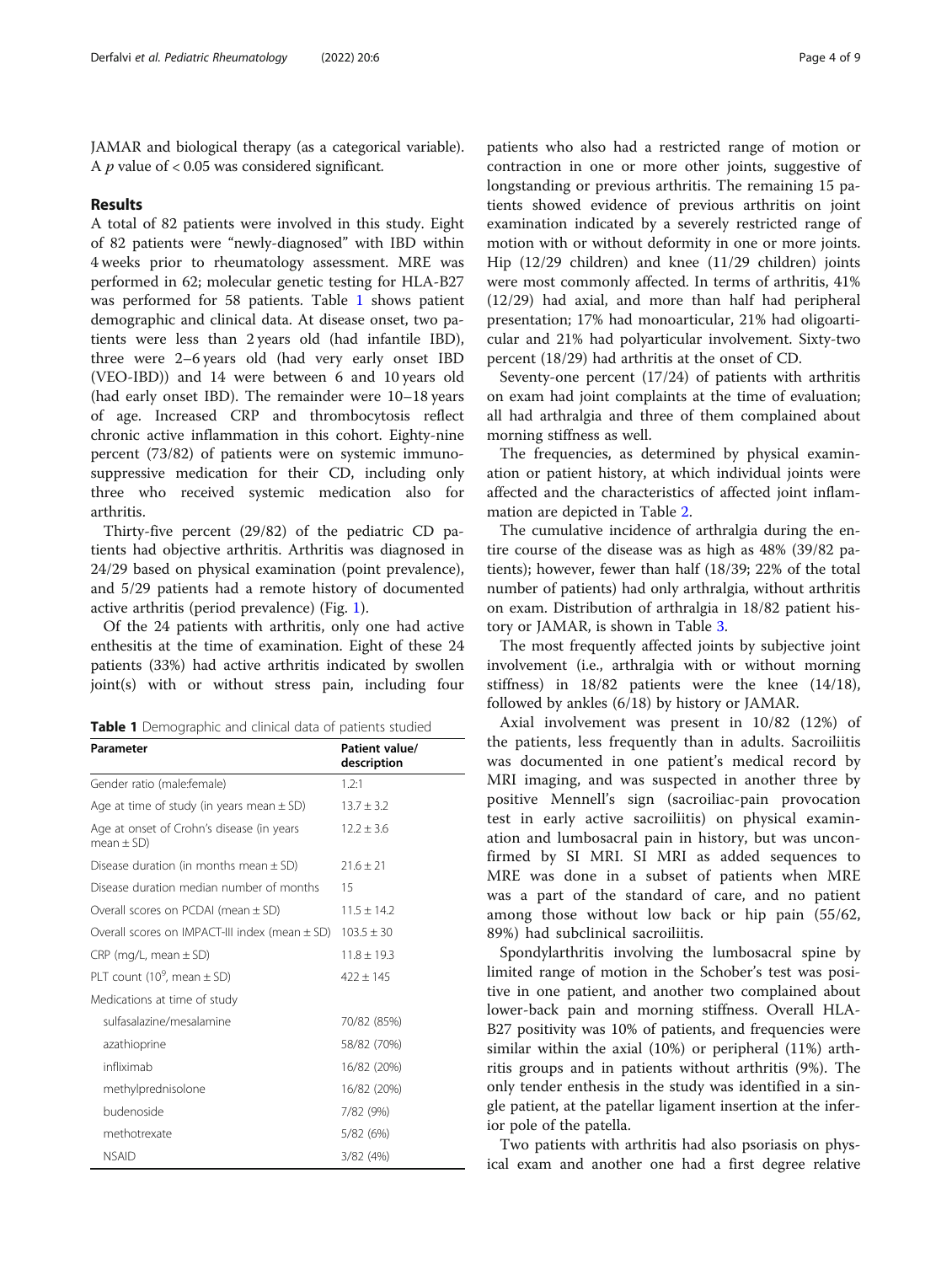JAMAR and biological therapy (as a categorical variable). A $p$ value of $< 0.05$ was considered significant.

## Results

A total of 82 patients were involved in this study. Eight of 82 patients were "newly-diagnosed" with IBD within 4 weeks prior to rheumatology assessment. MRE was performed in 62; molecular genetic testing for HLA-B27 was performed for 58 patients. Table 1 shows patient demographic and clinical data. At disease onset, two patients were less than 2 years old (had infantile IBD), three were 2–6 years old (had very early onset IBD (VEO-IBD)) and 14 were between 6 and 10 years old (had early onset IBD). The remainder were 10–18 years of age. Increased CRP and thrombocytosis reflect chronic active inflammation in this cohort. Eighty-nine percent (73/82) of patients were on systemic immunosuppressive medication for their CD, including only three who received systemic medication also for arthritis.

Thirty-five percent (29/82) of the pediatric CD patients had objective arthritis. Arthritis was diagnosed in 24/29 based on physical examination (point prevalence), and 5/29 patients had a remote history of documented active arthritis (period prevalence) (Fig. 1).

Of the 24 patients with arthritis, only one had active enthesitis at the time of examination. Eight of these 24 patients (33%) had active arthritis indicated by swollen joint(s) with or without stress pain, including four patients who also had a restricted range of motion or contraction in one or more other joints, suggestive of longstanding or previous arthritis. The remaining 15 patients showed evidence of previous arthritis on joint examination indicated by a severely restricted range of motion with or without deformity in one or more joints. Hip (12/29 children) and knee (11/29 children) joints were most commonly affected. In terms of arthritis, 41% (12/29) had axial, and more than half had peripheral presentation; 17% had monoarticular, 21% had oligoarticular and 21% had polyarticular involvement. Sixty-two percent (18/29) had arthritis at the onset of CD.

**Table 1** Demographic and clinical data of patients studied

| Parameter | Patient value/ description |
|---|---|
| Gender ratio (male:female) | 1.2:1 |
| Age at time of study (in years mean ± SD) | 13.7 ± 3.2 |
| Age at onset of Crohn's disease (in years mean ± SD) | 12.2 ± 3.6 |
| Disease duration (in months mean ± SD) | 21.6 ± 21 |
| Disease duration median number of months | 15 |
| Overall scores on PCDAI (mean ± SD) | 11.5 ± 14.2 |
| Overall scores on IMPACT-III index (mean ± SD) | 103.5 ± 30 |
| CRP (mg/L, mean ± SD) | 11.8 ± 19.3 |
| PLT count ($10^9$, mean ± SD) | 422 ± 145 |
| Medications at time of study | |
| sulfasalazine/mesalamine | 70/82 (85%) |
| azathioprine | 58/82 (70%) |
| infliximab | 16/82 (20%) |
| methylprednisolone | 16/82 (20%) |
| budenoside | 7/82 (9%) |
| methotrexate | 5/82 (6%) |
| NSAID | 3/82 (4%) |

Seventy-one percent (17/24) of patients with arthritis on exam had joint complaints at the time of evaluation; all had arthralgia and three of them complained about morning stiffness as well.

The frequencies, as determined by physical examination or patient history, at which individual joints were affected and the characteristics of affected joint inflammation are depicted in Table 2.

The cumulative incidence of arthralgia during the entire course of the disease was as high as 48% (39/82 patients); however, fewer than half (18/39; 22% of the total number of patients) had only arthralgia, without arthritis on exam. Distribution of arthralgia in 18/82 patient history or JAMAR, is shown in Table 3.

The most frequently affected joints by subjective joint involvement (i.e., arthralgia with or without morning stiffness) in 18/82 patients were the knee (14/18), followed by ankles (6/18) by history or JAMAR.

Axial involvement was present in 10/82 (12%) of the patients, less frequently than in adults. Sacroiliitis was documented in one patient's medical record by MRI imaging, and was suspected in another three by positive Mennell's sign (sacroiliac-pain provocation test in early active sacroiliitis) on physical examination and lumbosacral pain in history, but was unconfirmed by SI MRI. SI MRI as added sequences to MRE was done in a subset of patients when MRE was a part of the standard of care, and no patient among those without low back or hip pain (55/62, 89%) had subclinical sacroiliitis.

Spondylarthritis involving the lumbosacral spine by limited range of motion in the Schober's test was positive in one patient, and another two complained about lower-back pain and morning stiffness. Overall HLA-B27 positivity was 10% of patients, and frequencies were similar within the axial (10%) or peripheral (11%) arthritis groups and in patients without arthritis (9%). The only tender enthesis in the study was identified in a single patient, at the patellar ligament insertion at the inferior pole of the patella.

Two patients with arthritis had also psoriasis on physical exam and another one had a first degree relative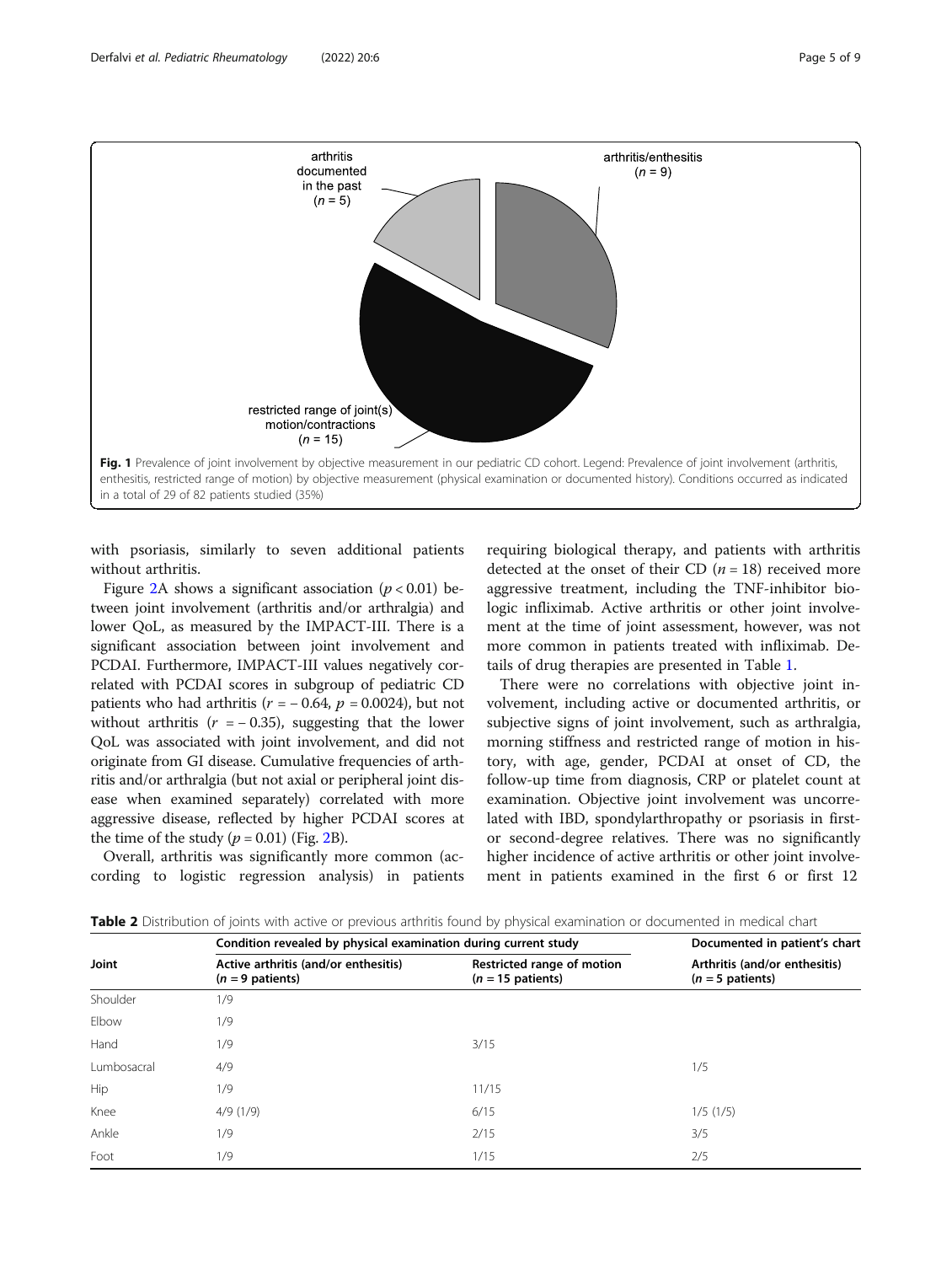Fig. 1 Prevalence of joint involvement by objective measurement in our pediatric CD cohort. Legend: Prevalence of joint involvement (arthritis, enthesitis, restricted range of motion) by objective measurement (physical examination or documented history). Conditions occurred as indicated in a total of 29 of 82 patients studied (35%)

with psoriasis, similarly to seven additional patients without arthritis.

Figure 2A shows a significant association ($p < 0.01$) between joint involvement (arthritis and/or arthralgia) and lower QoL, as measured by the IMPACT-III. There is a significant association between joint involvement and PCDAI. Furthermore, IMPACT-III values negatively correlated with PCDAI scores in subgroup of pediatric CD patients who had arthritis ($r = -0.64$, $p = 0.0024$), but not without arthritis ($r = -0.35$), suggesting that the lower QoL was associated with joint involvement, and did not originate from GI disease. Cumulative frequencies of arthritis and/or arthralgia (but not axial or peripheral joint disease when examined separately) correlated with more aggressive disease, reflected by higher PCDAI scores at the time of the study ($p = 0.01$) (Fig. 2B).

Overall, arthritis was significantly more common (according to logistic regression analysis) in patients requiring biological therapy, and patients with arthritis detected at the onset of their CD ($n = 18$) received more aggressive treatment, including the TNF-inhibitor biologic infliximab. Active arthritis or other joint involvement at the time of joint assessment, however, was not more common in patients treated with infliximab. Details of drug therapies are presented in Table 1.

There were no correlations with objective joint involvement, including active or documented arthritis, or subjective signs of joint involvement, such as arthralgia, morning stiffness and restricted range of motion in history, with age, gender, PCDAI at onset of CD, the follow-up time from diagnosis, CRP or platelet count at examination. Objective joint involvement was uncorrelated with IBD, spondylarthropathy or psoriasis in first- or second-degree relatives. There was no significantly higher incidence of active arthritis or other joint involvement in patients examined in the first 6 or first 12

**Table 2** Distribution of joints with active or previous arthritis found by physical examination or documented in medical chart

| Joint | Condition revealed by physical examination during current study | | Documented in patient's chart |
|---|---|---|---|
| | Active arthritis (and/or enthesitis) ($n = 9$ patients) | Restricted range of motion ($n = 15$ patients) | Arthritis (and/or enthesitis) ($n = 5$ patients) |
| Shoulder | 1/9 | | |
| Elbow | 1/9 | | |
| Hand | 1/9 | 3/15 | |
| Lumbosacral | 4/9 | | 1/5 |
| Hip | 1/9 | 11/15 | |
| Knee | 4/9 (1/9) | 6/15 | 1/5 (1/5) |
| Ankle | 1/9 | 2/15 | 3/5 |
| Foot | 1/9 | 1/15 | 2/5 |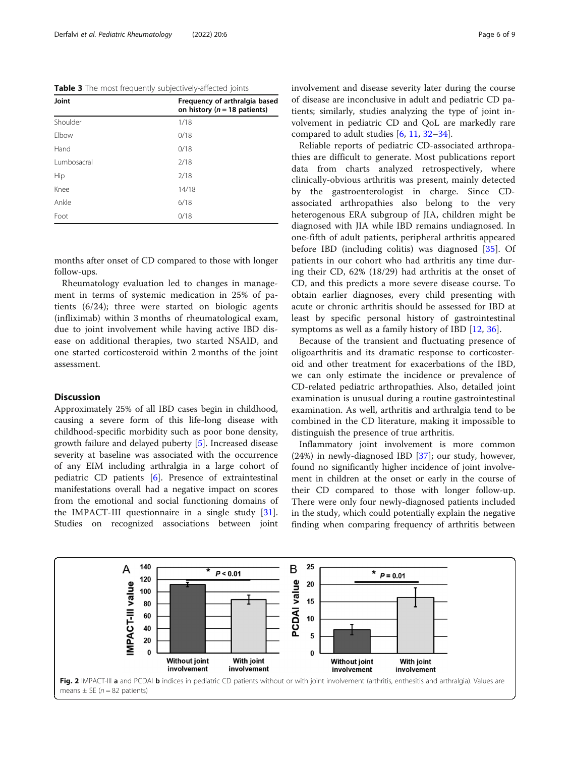**Table 3** The most frequently subjectively-affected joints

| Joint | Frequency of arthralgia based on history ($n = 18$ patients) |
| --- | --- |
| Shoulder | 1/18 |
| Elbow | 0/18 |
| Hand | 0/18 |
| Lumbosacral | 2/18 |
| Hip | 2/18 |
| Knee | 14/18 |
| Ankle | 6/18 |
| Foot | 0/18 |

months after onset of CD compared to those with longer follow-ups.

Rheumatology evaluation led to changes in management in terms of systemic medication in 25% of patients (6/24); three were started on biologic agents (infliximab) within 3 months of rheumatological exam, due to joint involvement while having active IBD disease on additional therapies, two started NSAID, and one started corticosteroid within 2 months of the joint assessment.

## Discussion

Approximately 25% of all IBD cases begin in childhood, causing a severe form of this life-long disease with childhood-specific morbidity such as poor bone density, growth failure and delayed puberty [5]. Increased disease severity at baseline was associated with the occurrence of any EIM including arthralgia in a large cohort of pediatric CD patients [6]. Presence of extraintestinal manifestations overall had a negative impact on scores from the emotional and social functioning domains of the IMPACT-III questionnaire in a single study [31]. Studies on recognized associations between joint involvement and disease severity later during the course of disease are inconclusive in adult and pediatric CD patients; similarly, studies analyzing the type of joint involvement in pediatric CD and QoL are markedly rare compared to adult studies [6, 11, 32–34].

Reliable reports of pediatric CD-associated arthropathies are difficult to generate. Most publications report data from charts analyzed retrospectively, where clinically-obvious arthritis was present, mainly detected by the gastroenterologist in charge. Since CD-associated arthropathies also belong to the very heterogenous ERA subgroup of JIA, children might be diagnosed with JIA while IBD remains undiagnosed. In one-fifth of adult patients, peripheral arthritis appeared before IBD (including colitis) was diagnosed [35]. Of patients in our cohort who had arthritis any time during their CD, 62% (18/29) had arthritis at the onset of CD, and this predicts a more severe disease course. To obtain earlier diagnoses, every child presenting with acute or chronic arthritis should be assessed for IBD at least by specific personal history of gastrointestinal symptoms as well as a family history of IBD [12, 36].

Because of the transient and fluctuating presence of oligoarthritis and its dramatic response to corticosteroid and other treatment for exacerbations of the IBD, we can only estimate the incidence or prevalence of CD-related pediatric arthropathies. Also, detailed joint examination is unusual during a routine gastrointestinal examination. As well, arthritis and arthralgia tend to be combined in the CD literature, making it impossible to distinguish the presence of true arthritis.

Inflammatory joint involvement is more common (24%) in newly-diagnosed IBD [37]; our study, however, found no significantly higher incidence of joint involvement in children at the onset or early in the course of their CD compared to those with longer follow-up. There were only four newly-diagnosed patients included in the study, which could potentially explain the negative finding when comparing frequency of arthritis between

**Fig. 2** IMPACT-III **a** and PCDAI **b** indices in pediatric CD patients without or with joint involvement (arthritis, enthesitis and arthralgia). Values are means ± SE ($n = 82$ patients)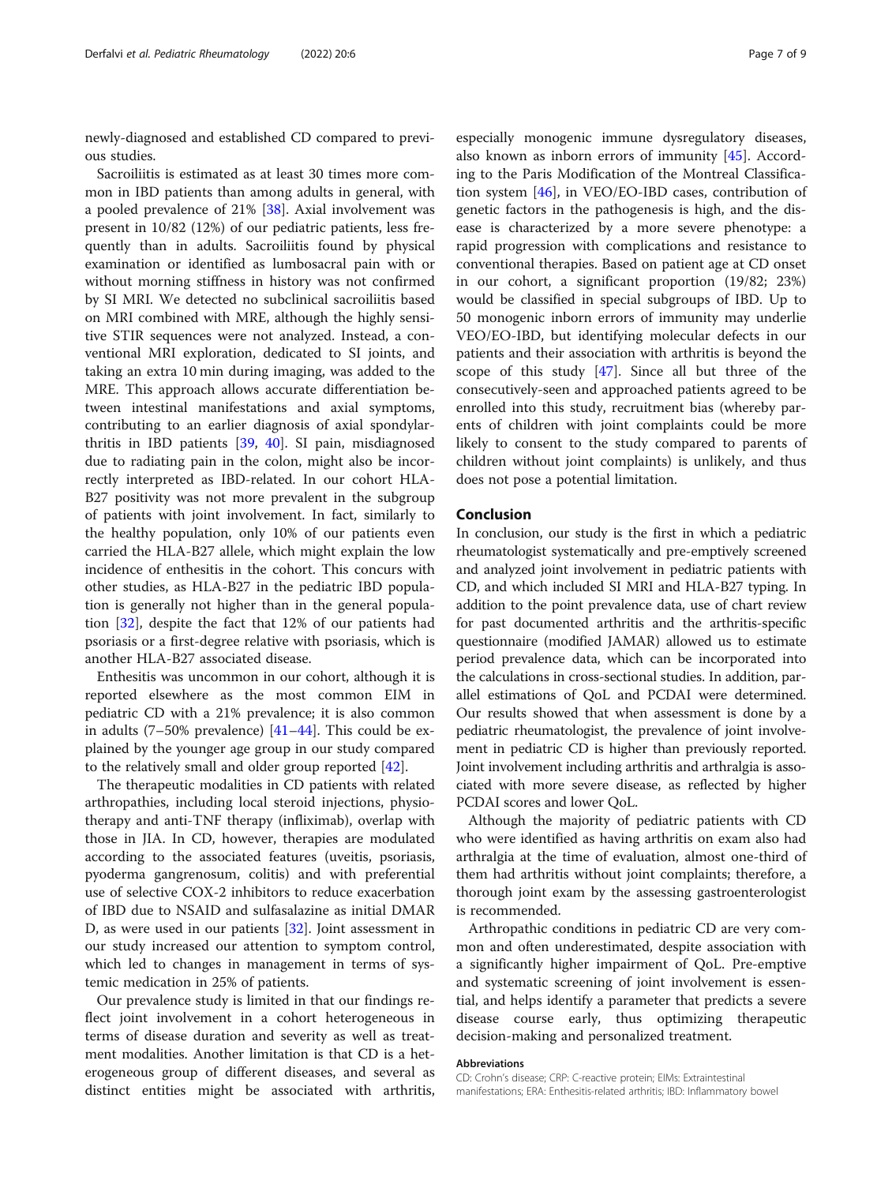newly-diagnosed and established CD compared to previous studies.

Sacroiliitis is estimated as at least 30 times more common in IBD patients than among adults in general, with a pooled prevalence of 21% [38]. Axial involvement was present in 10/82 (12%) of our pediatric patients, less frequently than in adults. Sacroiliitis found by physical examination or identified as lumbosacral pain with or without morning stiffness in history was not confirmed by SI MRI. We detected no subclinical sacroiliitis based on MRI combined with MRE, although the highly sensitive STIR sequences were not analyzed. Instead, a conventional MRI exploration, dedicated to SI joints, and taking an extra 10 min during imaging, was added to the MRE. This approach allows accurate differentiation between intestinal manifestations and axial symptoms, contributing to an earlier diagnosis of axial spondylarthritis in IBD patients [39, 40]. SI pain, misdiagnosed due to radiating pain in the colon, might also be incorrectly interpreted as IBD-related. In our cohort HLA-B27 positivity was not more prevalent in the subgroup of patients with joint involvement. In fact, similarly to the healthy population, only 10% of our patients even carried the HLA-B27 allele, which might explain the low incidence of enthesitis in the cohort. This concurs with other studies, as HLA-B27 in the pediatric IBD population is generally not higher than in the general population [32], despite the fact that 12% of our patients had psoriasis or a first-degree relative with psoriasis, which is another HLA-B27 associated disease.

Enthesitis was uncommon in our cohort, although it is reported elsewhere as the most common EIM in pediatric CD with a 21% prevalence; it is also common in adults (7–50% prevalence) [41–44]. This could be explained by the younger age group in our study compared to the relatively small and older group reported [42].

The therapeutic modalities in CD patients with related arthropathies, including local steroid injections, physiotherapy and anti-TNF therapy (infliximab), overlap with those in JIA. In CD, however, therapies are modulated according to the associated features (uveitis, psoriasis, pyoderma gangrenosum, colitis) and with preferential use of selective COX-2 inhibitors to reduce exacerbation of IBD due to NSAID and sulfasalazine as initial DMARD, as were used in our patients [32]. Joint assessment in our study increased our attention to symptom control, which led to changes in management in terms of systemic medication in 25% of patients.

Our prevalence study is limited in that our findings reflect joint involvement in a cohort heterogeneous in terms of disease duration and severity as well as treatment modalities. Another limitation is that CD is a heterogeneous group of different diseases, and several as distinct entities might be associated with arthritis, especially monogenic immune dysregulatory diseases, also known as inborn errors of immunity [45]. According to the Paris Modification of the Montreal Classification system [46], in VEO/EO-IBD cases, contribution of genetic factors in the pathogenesis is high, and the disease is characterized by a more severe phenotype: a rapid progression with complications and resistance to conventional therapies. Based on patient age at CD onset in our cohort, a significant proportion (19/82; 23%) would be classified in special subgroups of IBD. Up to 50 monogenic inborn errors of immunity may underlie VEO/EO-IBD, but identifying molecular defects in our patients and their association with arthritis is beyond the scope of this study [47]. Since all but three of the consecutively-seen and approached patients agreed to be enrolled into this study, recruitment bias (whereby parents of children with joint complaints could be more likely to consent to the study compared to parents of children without joint complaints) is unlikely, and thus does not pose a potential limitation.

## Conclusion

In conclusion, our study is the first in which a pediatric rheumatologist systematically and pre-emptively screened and analyzed joint involvement in pediatric patients with CD, and which included SI MRI and HLA-B27 typing. In addition to the point prevalence data, use of chart review for past documented arthritis and the arthritis-specific questionnaire (modified JAMAR) allowed us to estimate period prevalence data, which can be incorporated into the calculations in cross-sectional studies. In addition, parallel estimations of QoL and PCDAI were determined. Our results showed that when assessment is done by a pediatric rheumatologist, the prevalence of joint involvement in pediatric CD is higher than previously reported. Joint involvement including arthritis and arthralgia is associated with more severe disease, as reflected by higher PCDAI scores and lower QoL.

Although the majority of pediatric patients with CD who were identified as having arthritis on exam also had arthralgia at the time of evaluation, almost one-third of them had arthritis without joint complaints; therefore, a thorough joint exam by the assessing gastroenterologist is recommended.

Arthropathic conditions in pediatric CD are very common and often underestimated, despite association with a significantly higher impairment of QoL. Pre-emptive and systematic screening of joint involvement is essential, and helps identify a parameter that predicts a severe disease course early, thus optimizing therapeutic decision-making and personalized treatment.

### Abbreviations

CD: Crohn's disease; CRP: C-reactive protein; EIMs: Extraintestinal manifestations; ERA: Enthesitis-related arthritis; IBD: Inflammatory bowel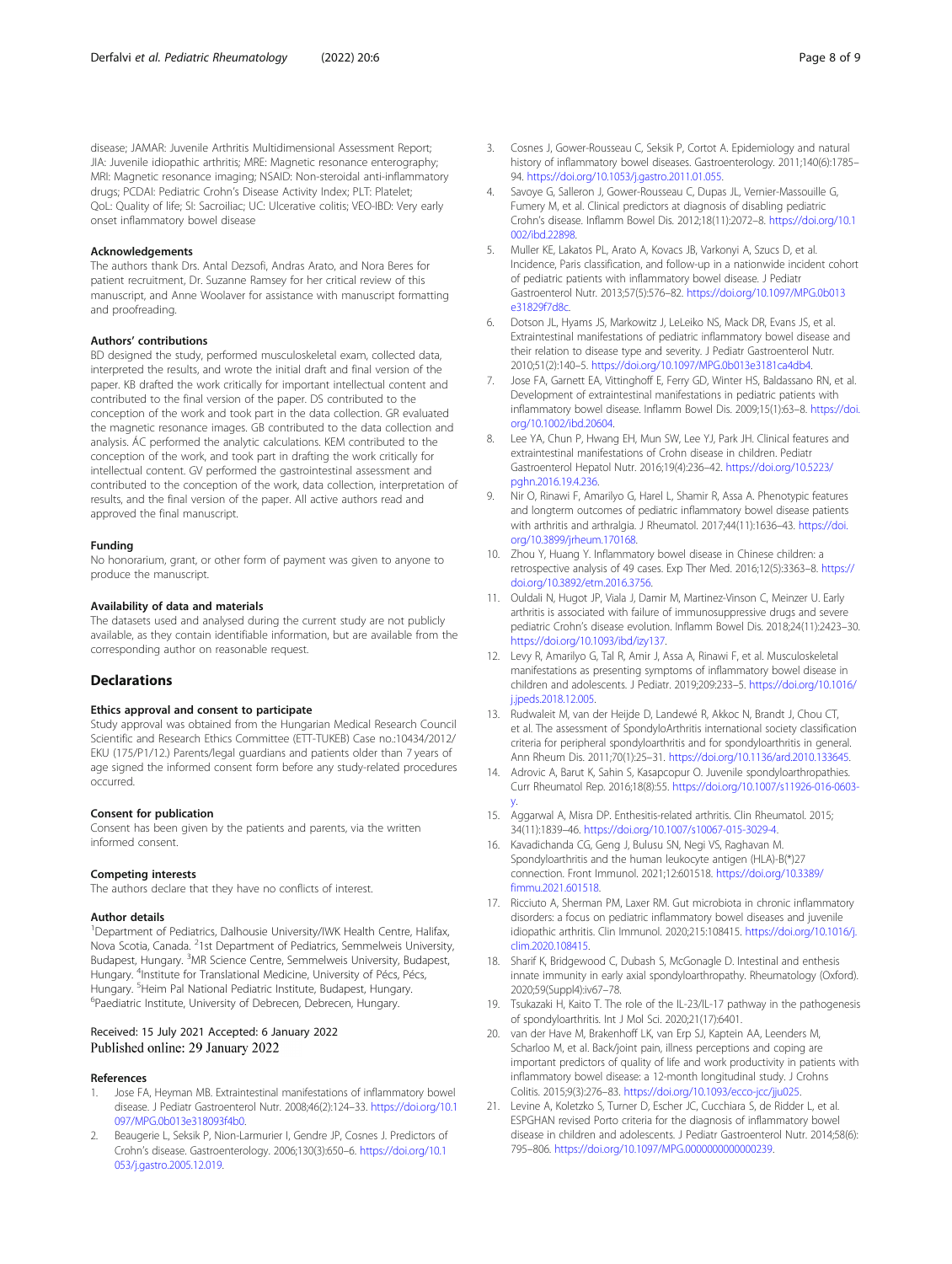disease; JAMAR: Juvenile Arthritis Multidimensional Assessment Report; JIA: Juvenile idiopathic arthritis; MRE: Magnetic resonance enterography; MRI: Magnetic resonance imaging; NSAID: Non-steroidal anti-inflammatory drugs; PCDAI: Pediatric Crohn's Disease Activity Index; PLT: Platelet; QoL: Quality of life; SI: Sacroiliac; UC: Ulcerative colitis; VEO-IBD: Very early onset inflammatory bowel disease

#### Acknowledgements

The authors thank Drs. Antal Dezsofi, Andras Arato, and Nora Beres for patient recruitment, Dr. Suzanne Ramsey for her critical review of this manuscript, and Anne Woolaver for assistance with manuscript formatting and proofreading.

#### Authors' contributions

BD designed the study, performed musculoskeletal exam, collected data, interpreted the results, and wrote the initial draft and final version of the paper. KB drafted the work critically for important intellectual content and contributed to the final version of the paper. DS contributed to the conception of the work and took part in the data collection. GR evaluated the magnetic resonance images. GB contributed to the data collection and analysis. ÁC performed the analytic calculations. KEM contributed to the conception of the work, and took part in drafting the work critically for intellectual content. GV performed the gastrointestinal assessment and contributed to the conception of the work, data collection, interpretation of results, and the final version of the paper. All active authors read and approved the final manuscript.

#### Funding

No honorarium, grant, or other form of payment was given to anyone to produce the manuscript.

#### Availability of data and materials

The datasets used and analysed during the current study are not publicly available, as they contain identifiable information, but are available from the corresponding author on reasonable request.

## Declarations

#### Ethics approval and consent to participate

Study approval was obtained from the Hungarian Medical Research Council Scientific and Research Ethics Committee (ETT-TUKEB) Case no.:10434/2012/EKU (175/P1/12.) Parents/legal guardians and patients older than 7 years of age signed the informed consent form before any study-related procedures occurred.

#### Consent for publication

Consent has been given by the patients and parents, via the written informed consent.

#### Competing interests

The authors declare that they have no conflicts of interest.

#### Author details

[1]Department of Pediatrics, Dalhousie University/IWK Health Centre, Halifax, Nova Scotia, Canada. [2]1st Department of Pediatrics, Semmelweis University, Budapest, Hungary. [3]MR Science Centre, Semmelweis University, Budapest, Hungary. [4]Institute for Translational Medicine, University of Pécs, Pécs, Hungary. [5]Heim Pal National Pediatric Institute, Budapest, Hungary. [6]Paediatric Institute, University of Debrecen, Debrecen, Hungary.

Received: 15 July 2021 Accepted: 6 January 2022
Published online: 29 January 2022

#### References

1. Jose FA, Heyman MB. Extraintestinal manifestations of inflammatory bowel disease. J Pediatr Gastroenterol Nutr. 2008;46(2):124–33. https://doi.org/10.1097/MPG.0b013e318093f4b0.
2. Beaugerie L, Seksik P, Nion-Larmurier I, Gendre JP, Cosnes J. Predictors of Crohn's disease. Gastroenterology. 2006;130(3):650–6. https://doi.org/10.1053/j.gastro.2005.12.019.
3. Cosnes J, Gower-Rousseau C, Seksik P, Cortot A. Epidemiology and natural history of inflammatory bowel diseases. Gastroenterology. 2011;140(6):1785–94. https://doi.org/10.1053/j.gastro.2011.01.055.
4. Savoye G, Salleron J, Gower-Rousseau C, Dupas JL, Vernier-Massouille G, Fumery M, et al. Clinical predictors at diagnosis of disabling pediatric Crohn's disease. Inflamm Bowel Dis. 2012;18(11):2072–8. https://doi.org/10.1002/ibd.22898.
5. Muller KE, Lakatos PL, Arato A, Kovacs JB, Varkonyi A, Szucs D, et al. Incidence, Paris classification, and follow-up in a nationwide incident cohort of pediatric patients with inflammatory bowel disease. J Pediatr Gastroenterol Nutr. 2013;57(5):576–82. https://doi.org/10.1097/MPG.0b013e31829f7d8c.
6. Dotson JL, Hyams JS, Markowitz J, LeLeiko NS, Mack DR, Evans JS, et al. Extraintestinal manifestations of pediatric inflammatory bowel disease and their relation to disease type and severity. J Pediatr Gastroenterol Nutr. 2010;51(2):140–5. https://doi.org/10.1097/MPG.0b013e3181ca4db4.
7. Jose FA, Garnett EA, Vittinghoff E, Ferry GD, Winter HS, Baldassano RN, et al. Development of extraintestinal manifestations in pediatric patients with inflammatory bowel disease. Inflamm Bowel Dis. 2009;15(1):63–8. https://doi.org/10.1002/ibd.20604.
8. Lee YA, Chun P, Hwang EH, Mun SW, Lee YJ, Park JH. Clinical features and extraintestinal manifestations of Crohn disease in children. Pediatr Gastroenterol Hepatol Nutr. 2016;19(4):236–42. https://doi.org/10.5223/pghn.2016.19.4.236.
9. Nir O, Rinawi F, Amarilyo G, Harel L, Shamir R, Assa A. Phenotypic features and longterm outcomes of pediatric inflammatory bowel disease patients with arthritis and arthralgia. J Rheumatol. 2017;44(11):1636–43. https://doi.org/10.3899/jrheum.170168.
10. Zhou Y, Huang Y. Inflammatory bowel disease in Chinese children: a retrospective analysis of 49 cases. Exp Ther Med. 2016;12(5):3363–8. https://doi.org/10.3892/etm.2016.3756.
11. Ouldali N, Hugot JP, Viala J, Damir M, Martinez-Vinson C, Meinzer U. Early arthritis is associated with failure of immunosuppressive drugs and severe pediatric Crohn's disease evolution. Inflamm Bowel Dis. 2018;24(11):2423–30. https://doi.org/10.1093/ibd/izy137.
12. Levy R, Amarilyo G, Tal R, Amir J, Assa A, Rinawi F, et al. Musculoskeletal manifestations as presenting symptoms of inflammatory bowel disease in children and adolescents. J Pediatr. 2019;209:233–5. https://doi.org/10.1016/j.jpeds.2018.12.005.
13. Rudwaleit M, van der Heijde D, Landewé R, Akkoc N, Brandt J, Chou CT, et al. The assessment of SpondyloArthritis international society classification criteria for peripheral spondyloarthritis and for spondyloarthritis in general. Ann Rheum Dis. 2011;70(1):25–31. https://doi.org/10.1136/ard.2010.133645.
14. Adrovic A, Barut K, Sahin S, Kasapcopur O. Juvenile spondyloarthropathies. Curr Rheumatol Rep. 2016;18(8):55. https://doi.org/10.1007/s11926-016-0603-y.
15. Aggarwal A, Misra DP. Enthesitis-related arthritis. Clin Rheumatol. 2015;34(11):1839–46. https://doi.org/10.1007/s10067-015-3029-4.
16. Kavadichanda CG, Geng J, Bulusu SN, Negi VS, Raghavan M. Spondyloarthritis and the human leukocyte antigen (HLA)-B(*)27 connection. Front Immunol. 2021;12:601518. https://doi.org/10.3389/fimmu.2021.601518.
17. Ricciuto A, Sherman PM, Laxer RM. Gut microbiota in chronic inflammatory disorders: a focus on pediatric inflammatory bowel diseases and juvenile idiopathic arthritis. Clin Immunol. 2020;215:108415. https://doi.org/10.1016/j.clim.2020.108415.
18. Sharif K, Bridgewood C, Dubash S, McGonagle D. Intestinal and enthesis innate immunity in early axial spondyloarthropathy. Rheumatology (Oxford). 2020;59(Suppl4):iv67–78.
19. Tsukazaki H, Kaito T. The role of the IL-23/IL-17 pathway in the pathogenesis of spondyloarthritis. Int J Mol Sci. 2020;21(17):6401.
20. van der Have M, Brakenhoff LK, van Erp SJ, Kaptein AA, Leenders M, Scharloo M, et al. Back/joint pain, illness perceptions and coping are important predictors of quality of life and work productivity in patients with inflammatory bowel disease: a 12-month longitudinal study. J Crohns Colitis. 2015;9(3):276–83. https://doi.org/10.1093/ecco-jcc/jju025.
21. Levine A, Koletzko S, Turner D, Escher JC, Cucchiara S, de Ridder L, et al. ESPGHAN revised Porto criteria for the diagnosis of inflammatory bowel disease in children and adolescents. J Pediatr Gastroenterol Nutr. 2014;58(6):795–806. https://doi.org/10.1097/MPG.0000000000000239.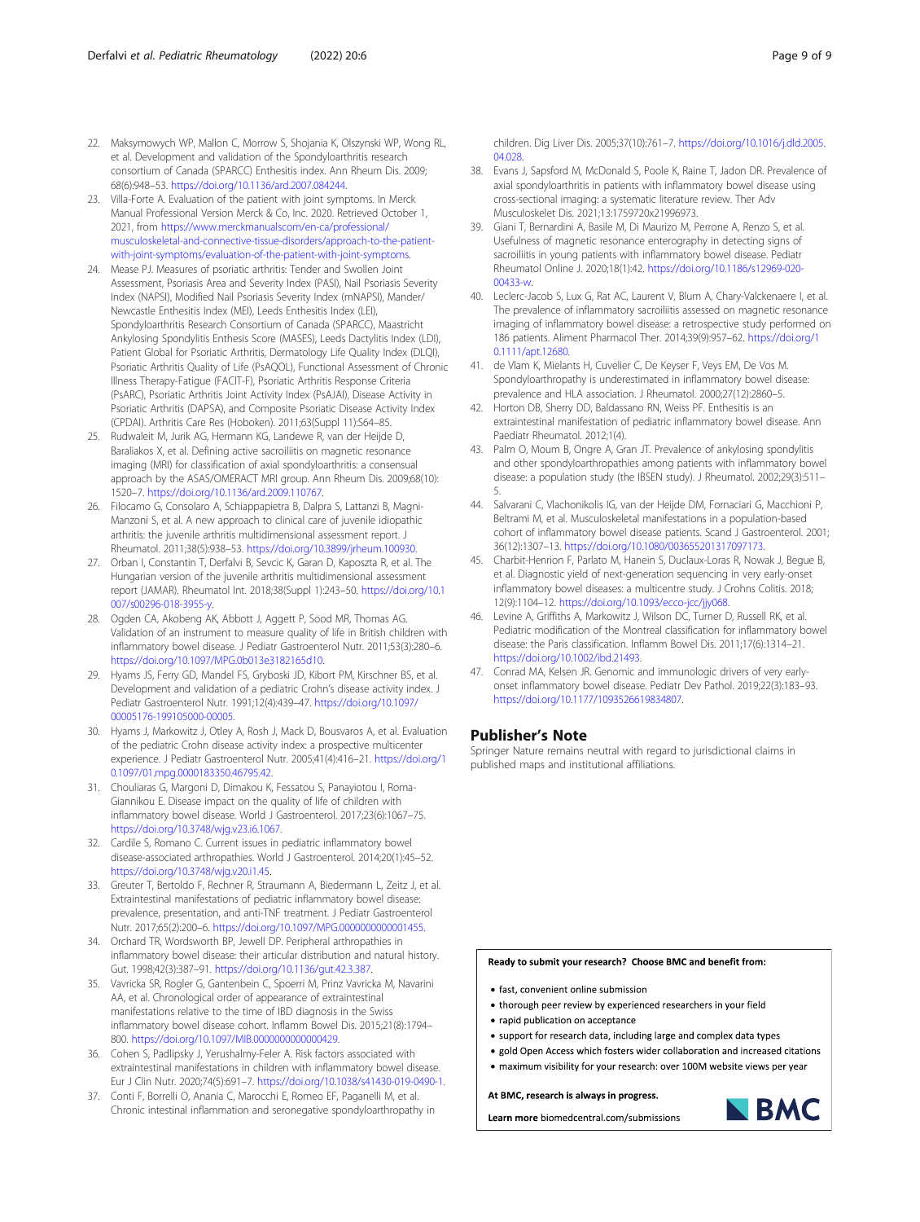22. Maksymowych WP, Mallon C, Morrow S, Shojania K, Olszynski WP, Wong RL, et al. Development and validation of the Spondyloarthritis research consortium of Canada (SPARCC) Enthesitis index. Ann Rheum Dis. 2009; 68(6):948–53. https://doi.org/10.1136/ard.2007.084244.
23. Villa-Forte A. Evaluation of the patient with joint symptoms. In Merck Manual Professional Version Merck & Co, Inc. 2020. Retrieved October 1, 2021, from https://www.merckmanualscom/en-ca/professional/musculoskeletal-and-connective-tissue-disorders/approach-to-the-patient-with-joint-symptoms/evaluation-of-the-patient-with-joint-symptoms.
24. Mease PJ. Measures of psoriatic arthritis: Tender and Swollen Joint Assessment, Psoriasis Area and Severity Index (PASI), Nail Psoriasis Severity Index (NAPSI), Modified Nail Psoriasis Severity Index (mNAPSI), Mander/Newcastle Enthesitis Index (MEI), Leeds Enthesitis Index (LEI), Spondyloarthritis Research Consortium of Canada (SPARCC), Maastricht Ankylosing Spondylitis Enthesis Score (MASES), Leeds Dactylitis Index (LDI), Patient Global for Psoriatic Arthritis, Dermatology Life Quality Index (DLQI), Psoriatic Arthritis Quality of Life (PsAQOL), Functional Assessment of Chronic Illness Therapy-Fatigue (FACIT-F), Psoriatic Arthritis Response Criteria (PsARC), Psoriatic Arthritis Joint Activity Index (PsAJAI), Disease Activity in Psoriatic Arthritis (DAPSA), and Composite Psoriatic Disease Activity Index (CPDAI). Arthritis Care Res (Hoboken). 2011;63(Suppl 11):S64–85.
25. Rudwaleit M, Jurik AG, Hermann KG, Landewe R, van der Heijde D, Baraliakos X, et al. Defining active sacroiliitis on magnetic resonance imaging (MRI) for classification of axial spondyloarthritis: a consensual approach by the ASAS/OMERACT MRI group. Ann Rheum Dis. 2009;68(10): 1520–7. https://doi.org/10.1136/ard.2009.110767.
26. Filocamo G, Consolaro A, Schiappapietra B, Dalpra S, Lattanzi B, Magni-Manzoni S, et al. A new approach to clinical care of juvenile idiopathic arthritis: the juvenile arthritis multidimensional assessment report. J Rheumatol. 2011;38(5):938–53. https://doi.org/10.3899/jrheum.100930.
27. Orban I, Constantin T, Derfalvi B, Sevcic K, Garan D, Kaposzta R, et al. The Hungarian version of the juvenile arthritis multidimensional assessment report (JAMAR). Rheumatol Int. 2018;38(Suppl 1):243–50. https://doi.org/10.1007/s00296-018-3955-y.
28. Ogden CA, Akobeng AK, Abbott J, Aggett P, Sood MR, Thomas AG. Validation of an instrument to measure quality of life in British children with inflammatory bowel disease. J Pediatr Gastroenterol Nutr. 2011;53(3):280–6. https://doi.org/10.1097/MPG.0b013e3182165d10.
29. Hyams JS, Ferry GD, Mandel FS, Gryboski JD, Kibort PM, Kirschner BS, et al. Development and validation of a pediatric Crohn's disease activity index. J Pediatr Gastroenterol Nutr. 1991;12(4):439–47. https://doi.org/10.1097/00005176-199105000-00005.
30. Hyams J, Markowitz J, Otley A, Rosh J, Mack D, Bousvaros A, et al. Evaluation of the pediatric Crohn disease activity index: a prospective multicenter experience. J Pediatr Gastroenterol Nutr. 2005;41(4):416–21. https://doi.org/10.1097/01.mpg.0000183350.46795.42.
31. Chouliaras G, Margoni D, Dimakou K, Fessatou S, Panayiotou I, Roma-Giannikou E. Disease impact on the quality of life of children with inflammatory bowel disease. World J Gastroenterol. 2017;23(6):1067–75. https://doi.org/10.3748/wjg.v23.i6.1067.
32. Cardile S, Romano C. Current issues in pediatric inflammatory bowel disease-associated arthropathies. World J Gastroenterol. 2014;20(1):45–52. https://doi.org/10.3748/wjg.v20.i1.45.
33. Greuter T, Bertoldo F, Rechner R, Straumann A, Biedermann L, Zeitz J, et al. Extraintestinal manifestations of pediatric inflammatory bowel disease: prevalence, presentation, and anti-TNF treatment. J Pediatr Gastroenterol Nutr. 2017;65(2):200–6. https://doi.org/10.1097/MPG.0000000000001455.
34. Orchard TR, Wordsworth BP, Jewell DP. Peripheral arthropathies in inflammatory bowel disease: their articular distribution and natural history. Gut. 1998;42(3):387–91. https://doi.org/10.1136/gut.42.3.387.
35. Vavricka SR, Rogler G, Gantenbein C, Spoerri M, Prinz Vavricka M, Navarini AA, et al. Chronological order of appearance of extraintestinal manifestations relative to the time of IBD diagnosis in the Swiss inflammatory bowel disease cohort. Inflamm Bowel Dis. 2015;21(8):1794–800. https://doi.org/10.1097/MIB.0000000000000429.
36. Cohen S, Padlipsky J, Yerushalmy-Feler A. Risk factors associated with extraintestinal manifestations in children with inflammatory bowel disease. Eur J Clin Nutr. 2020;74(5):691–7. https://doi.org/10.1038/s41430-019-0490-1.
37. Conti F, Borrelli O, Anania C, Marocchi E, Romeo EF, Paganelli M, et al. Chronic intestinal inflammation and seronegative spondyloarthropathy in children. Dig Liver Dis. 2005;37(10):761–7. https://doi.org/10.1016/j.dld.2005.04.028.
38. Evans J, Sapsford M, McDonald S, Poole K, Raine T, Jadon DR. Prevalence of axial spondyloarthritis in patients with inflammatory bowel disease using cross-sectional imaging: a systematic literature review. Ther Adv Musculoskelet Dis. 2021;13:1759720x21996973.
39. Giani T, Bernardini A, Basile M, Di Maurizo M, Perrone A, Renzo S, et al. Usefulness of magnetic resonance enterography in detecting signs of sacroiliitis in young patients with inflammatory bowel disease. Pediatr Rheumatol Online J. 2020;18(1):42. https://doi.org/10.1186/s12969-020-00433-w.
40. Leclerc-Jacob S, Lux G, Rat AC, Laurent V, Blum A, Chary-Valckenaere I, et al. The prevalence of inflammatory sacroiliitis assessed on magnetic resonance imaging of inflammatory bowel disease: a retrospective study performed on 186 patients. Aliment Pharmacol Ther. 2014;39(9):957–62. https://doi.org/10.1111/apt.12680.
41. de Vlam K, Mielants H, Cuvelier C, De Keyser F, Veys EM, De Vos M. Spondyloarthropathy is underestimated in inflammatory bowel disease: prevalence and HLA association. J Rheumatol. 2000;27(12):2860–5.
42. Horton DB, Sherry DD, Baldassano RN, Weiss PF. Enthesitis is an extraintestinal manifestation of pediatric inflammatory bowel disease. Ann Paediatr Rheumatol. 2012;1(4).
43. Palm O, Moum B, Ongre A, Gran JT. Prevalence of ankylosing spondylitis and other spondyloarthropathies among patients with inflammatory bowel disease: a population study (the IBSEN study). J Rheumatol. 2002;29(3):511–5.
44. Salvarani C, Vlachonikolis IG, van der Heijde DM, Fornaciari G, Macchioni P, Beltrami M, et al. Musculoskeletal manifestations in a population-based cohort of inflammatory bowel disease patients. Scand J Gastroenterol. 2001; 36(12):1307–13. https://doi.org/10.1080/003655201317097173.
45. Charbit-Henrion F, Parlato M, Hanein S, Duclaux-Loras R, Nowak J, Begue B, et al. Diagnostic yield of next-generation sequencing in very early-onset inflammatory bowel diseases: a multicentre study. J Crohns Colitis. 2018; 12(9):1104–12. https://doi.org/10.1093/ecco-jcc/jjy068.
46. Levine A, Griffiths A, Markowitz J, Wilson DC, Turner D, Russell RK, et al. Pediatric modification of the Montreal classification for inflammatory bowel disease: the Paris classification. Inflamm Bowel Dis. 2011;17(6):1314–21. https://doi.org/10.1002/ibd.21493.
47. Conrad MA, Kelsen JR. Genomic and immunologic drivers of very early-onset inflammatory bowel disease. Pediatr Dev Pathol. 2019;22(3):183–93. https://doi.org/10.1177/1093526619834807.

## Publisher's Note

Springer Nature remains neutral with regard to jurisdictional claims in published maps and institutional affiliations.